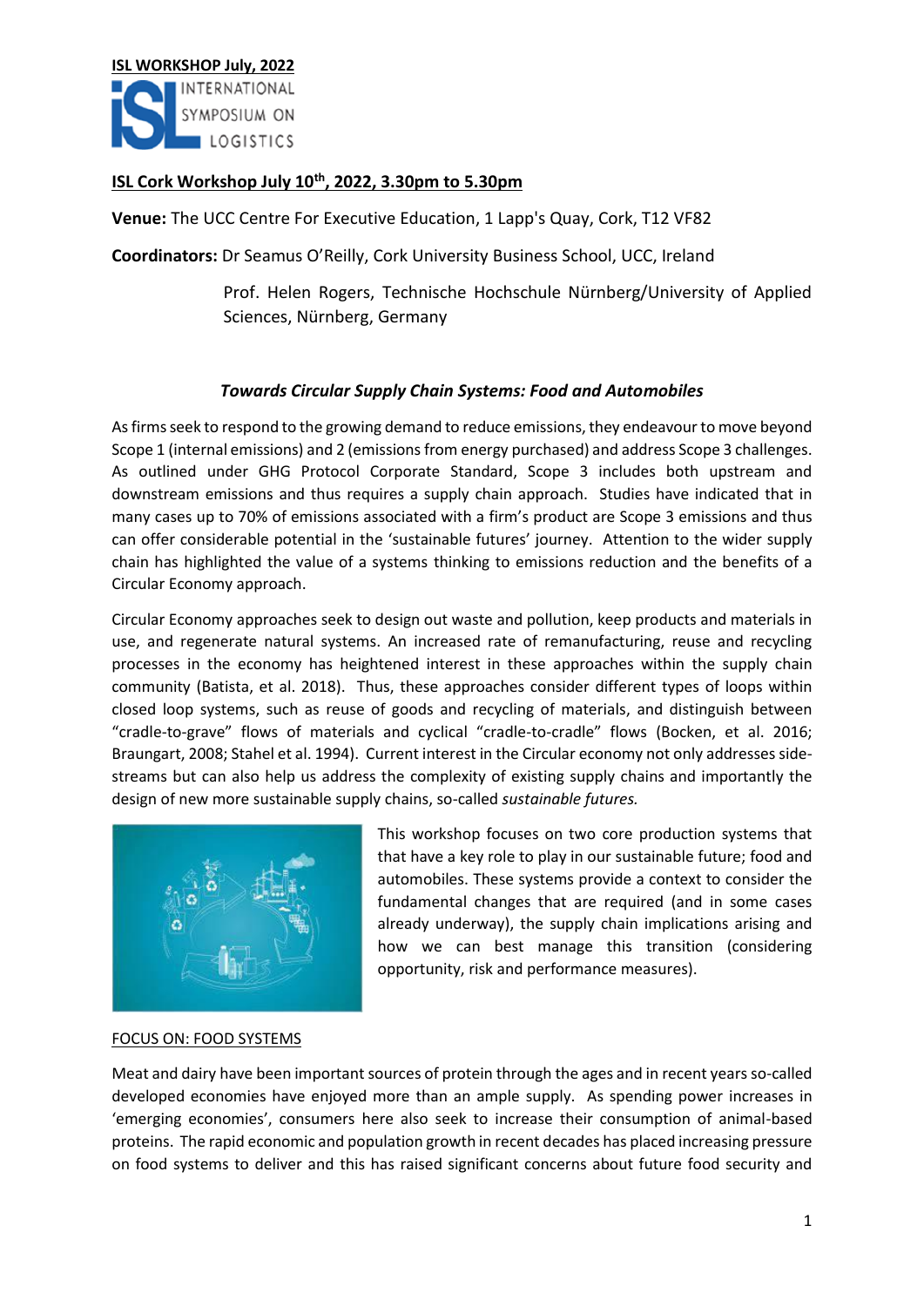**ISL WORKSHOP July, 2022**

INTERNATIONAL SYMPOSIUM ON LOGISTICS

**ISL Cork Workshop July 10th, 2022, 3.30pm to 5.30pm**

**Venue:** The UCC Centre For Executive Education, 1 Lapp's Quay, Cork, T12 VF82

**Coordinators:** Dr Seamus O'Reilly, Cork University Business School, UCC, Ireland

Prof. Helen Rogers, Technische Hochschule Nürnberg/University of Applied Sciences, Nürnberg, Germany

***Towards Circular Supply Chain Systems: Food and Automobiles***

As firms seek to respond to the growing demand to reduce emissions, they endeavour to move beyond Scope 1 (internal emissions) and 2 (emissions from energy purchased) and address Scope 3 challenges. As outlined under GHG Protocol Corporate Standard, Scope 3 includes both upstream and downstream emissions and thus requires a supply chain approach. Studies have indicated that in many cases up to 70% of emissions associated with a firm's product are Scope 3 emissions and thus can offer considerable potential in the 'sustainable futures' journey. Attention to the wider supply chain has highlighted the value of a systems thinking to emissions reduction and the benefits of a Circular Economy approach.

Circular Economy approaches seek to design out waste and pollution, keep products and materials in use, and regenerate natural systems. An increased rate of remanufacturing, reuse and recycling processes in the economy has heightened interest in these approaches within the supply chain community (Batista, et al. 2018). Thus, these approaches consider different types of loops within closed loop systems, such as reuse of goods and recycling of materials, and distinguish between "cradle-to-grave" flows of materials and cyclical "cradle-to-cradle" flows (Bocken, et al. 2016; Braungart, 2008; Stahel et al. 1994). Current interest in the Circular economy not only addresses side-streams but can also help us address the complexity of existing supply chains and importantly the design of new more sustainable supply chains, so-called *sustainable futures.*

This workshop focuses on two core production systems that that have a key role to play in our sustainable future; food and automobiles. These systems provide a context to consider the fundamental changes that are required (and in some cases already underway), the supply chain implications arising and how we can best manage this transition (considering opportunity, risk and performance measures).

FOCUS ON: FOOD SYSTEMS

Meat and dairy have been important sources of protein through the ages and in recent years so-called developed economies have enjoyed more than an ample supply. As spending power increases in 'emerging economies', consumers here also seek to increase their consumption of animal-based proteins. The rapid economic and population growth in recent decades has placed increasing pressure on food systems to deliver and this has raised significant concerns about future food security and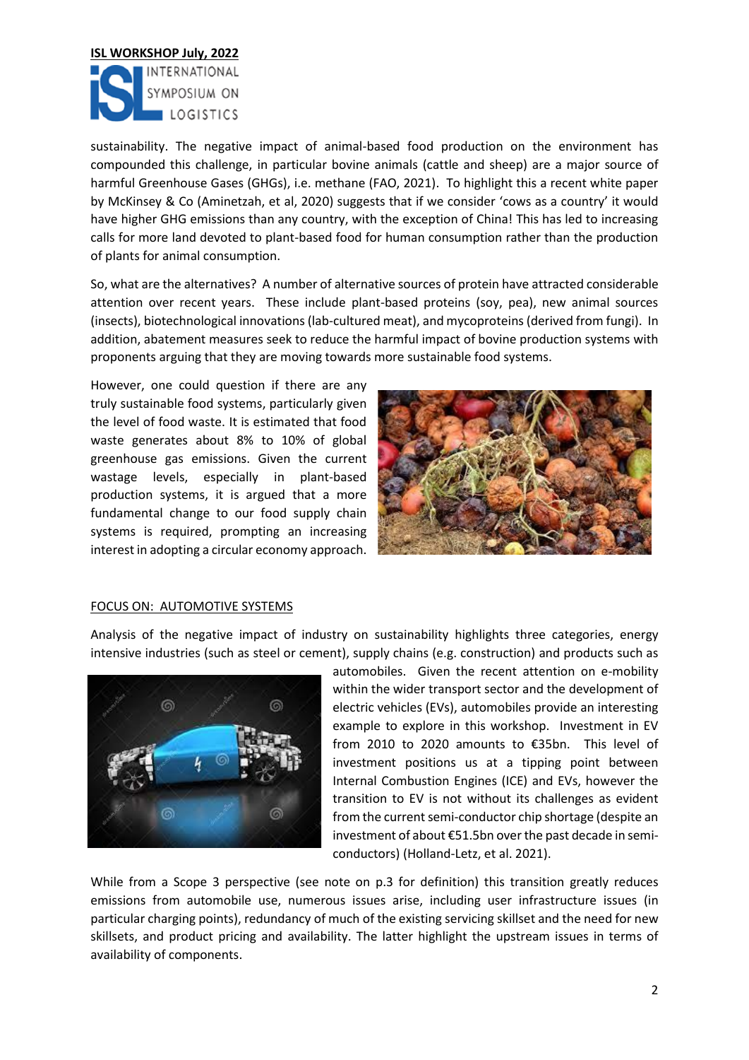sustainability. The negative impact of animal-based food production on the environment has compounded this challenge, in particular bovine animals (cattle and sheep) are a major source of harmful Greenhouse Gases (GHGs), i.e. methane (FAO, 2021). To highlight this a recent white paper by McKinsey & Co (Aminetzah, et al, 2020) suggests that if we consider 'cows as a country' it would have higher GHG emissions than any country, with the exception of China! This has led to increasing calls for more land devoted to plant-based food for human consumption rather than the production of plants for animal consumption.

So, what are the alternatives? A number of alternative sources of protein have attracted considerable attention over recent years. These include plant-based proteins (soy, pea), new animal sources (insects), biotechnological innovations (lab-cultured meat), and mycoproteins (derived from fungi). In addition, abatement measures seek to reduce the harmful impact of bovine production systems with proponents arguing that they are moving towards more sustainable food systems.

However, one could question if there are any truly sustainable food systems, particularly given the level of food waste. It is estimated that food waste generates about 8% to 10% of global greenhouse gas emissions. Given the current wastage levels, especially in plant-based production systems, it is argued that a more fundamental change to our food supply chain systems is required, prompting an increasing interest in adopting a circular economy approach.

## FOCUS ON: AUTOMOTIVE SYSTEMS

Analysis of the negative impact of industry on sustainability highlights three categories, energy intensive industries (such as steel or cement), supply chains (e.g. construction) and products such as automobiles. Given the recent attention on e-mobility within the wider transport sector and the development of electric vehicles (EVs), automobiles provide an interesting example to explore in this workshop. Investment in EV from 2010 to 2020 amounts to €35bn. This level of investment positions us at a tipping point between Internal Combustion Engines (ICE) and EVs, however the transition to EV is not without its challenges as evident from the current semi-conductor chip shortage (despite an investment of about €51.5bn over the past decade in semi-conductors) (Holland-Letz, et al. 2021).

While from a Scope 3 perspective (see note on p.3 for definition) this transition greatly reduces emissions from automobile use, numerous issues arise, including user infrastructure issues (in particular charging points), redundancy of much of the existing servicing skillset and the need for new skillsets, and product pricing and availability. The latter highlight the upstream issues in terms of availability of components.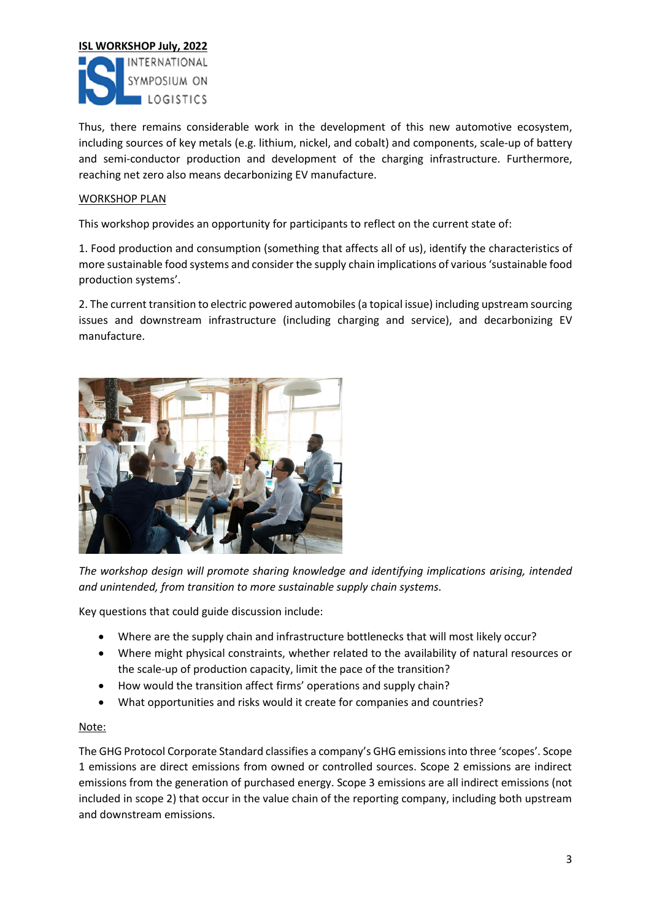Thus, there remains considerable work in the development of this new automotive ecosystem, including sources of key metals (e.g. lithium, nickel, and cobalt) and components, scale-up of battery and semi-conductor production and development of the charging infrastructure. Furthermore, reaching net zero also means decarbonizing EV manufacture.

WORKSHOP PLAN

This workshop provides an opportunity for participants to reflect on the current state of:

1. Food production and consumption (something that affects all of us), identify the characteristics of more sustainable food systems and consider the supply chain implications of various 'sustainable food production systems'.

2. The current transition to electric powered automobiles (a topical issue) including upstream sourcing issues and downstream infrastructure (including charging and service), and decarbonizing EV manufacture.

*The workshop design will promote sharing knowledge and identifying implications arising, intended and unintended, from transition to more sustainable supply chain systems.*

Key questions that could guide discussion include:

- Where are the supply chain and infrastructure bottlenecks that will most likely occur?
- Where might physical constraints, whether related to the availability of natural resources or the scale-up of production capacity, limit the pace of the transition?
- How would the transition affect firms' operations and supply chain?
- What opportunities and risks would it create for companies and countries?

Note:

The GHG Protocol Corporate Standard classifies a company's GHG emissions into three 'scopes'. Scope 1 emissions are direct emissions from owned or controlled sources. Scope 2 emissions are indirect emissions from the generation of purchased energy. Scope 3 emissions are all indirect emissions (not included in scope 2) that occur in the value chain of the reporting company, including both upstream and downstream emissions.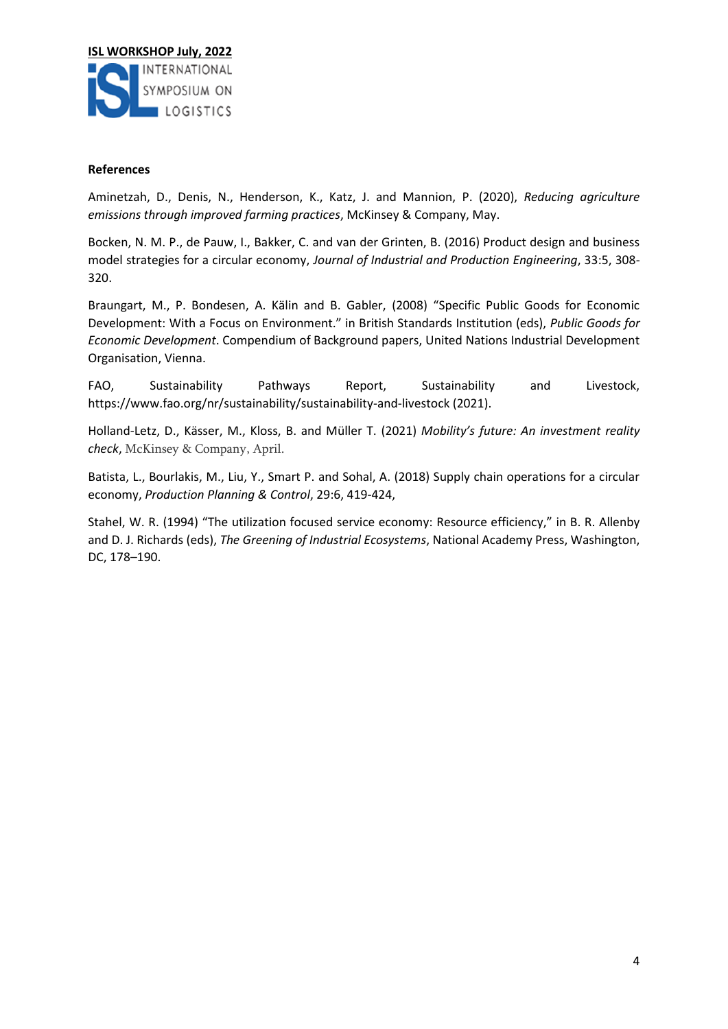**References**

Aminetzah, D., Denis, N., Henderson, K., Katz, J. and Mannion, P. (2020), *Reducing agriculture emissions through improved farming practices*, McKinsey & Company, May.

Bocken, N. M. P., de Pauw, I., Bakker, C. and van der Grinten, B. (2016) Product design and business model strategies for a circular economy, *Journal of Industrial and Production Engineering*, 33:5, 308-320.

Braungart, M., P. Bondesen, A. Kälin and B. Gabler, (2008) "Specific Public Goods for Economic Development: With a Focus on Environment." in British Standards Institution (eds), *Public Goods for Economic Development*. Compendium of Background papers, United Nations Industrial Development Organisation, Vienna.

FAO, Sustainability Pathways Report, Sustainability and Livestock, https://www.fao.org/nr/sustainability/sustainability-and-livestock (2021).

Holland-Letz, D., Kässer, M., Kloss, B. and Müller T. (2021) *Mobility's future: An investment reality check*, McKinsey & Company, April.

Batista, L., Bourlakis, M., Liu, Y., Smart P. and Sohal, A. (2018) Supply chain operations for a circular economy, *Production Planning & Control*, 29:6, 419-424,

Stahel, W. R. (1994) "The utilization focused service economy: Resource efficiency," in B. R. Allenby and D. J. Richards (eds), *The Greening of Industrial Ecosystems*, National Academy Press, Washington, DC, 178–190.